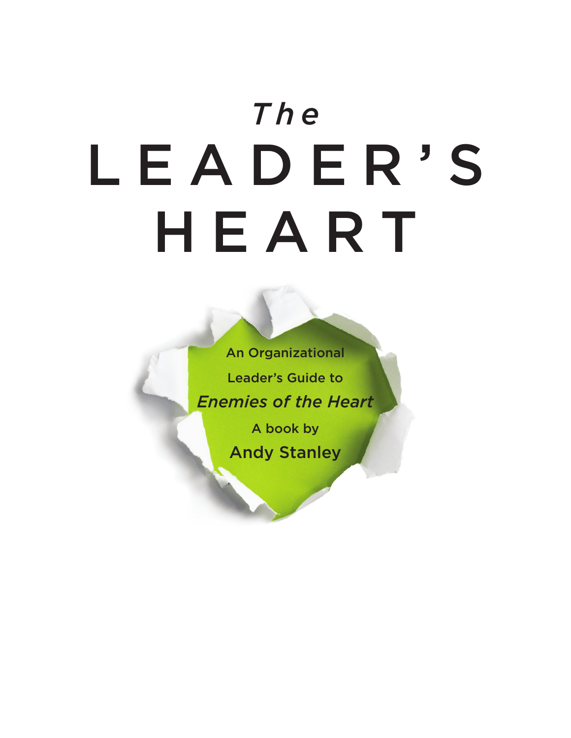# *The* LEADER'S HEART

An Organizational Leader's Guide to *Enemies of the Heart*

A book by

Andy Stanley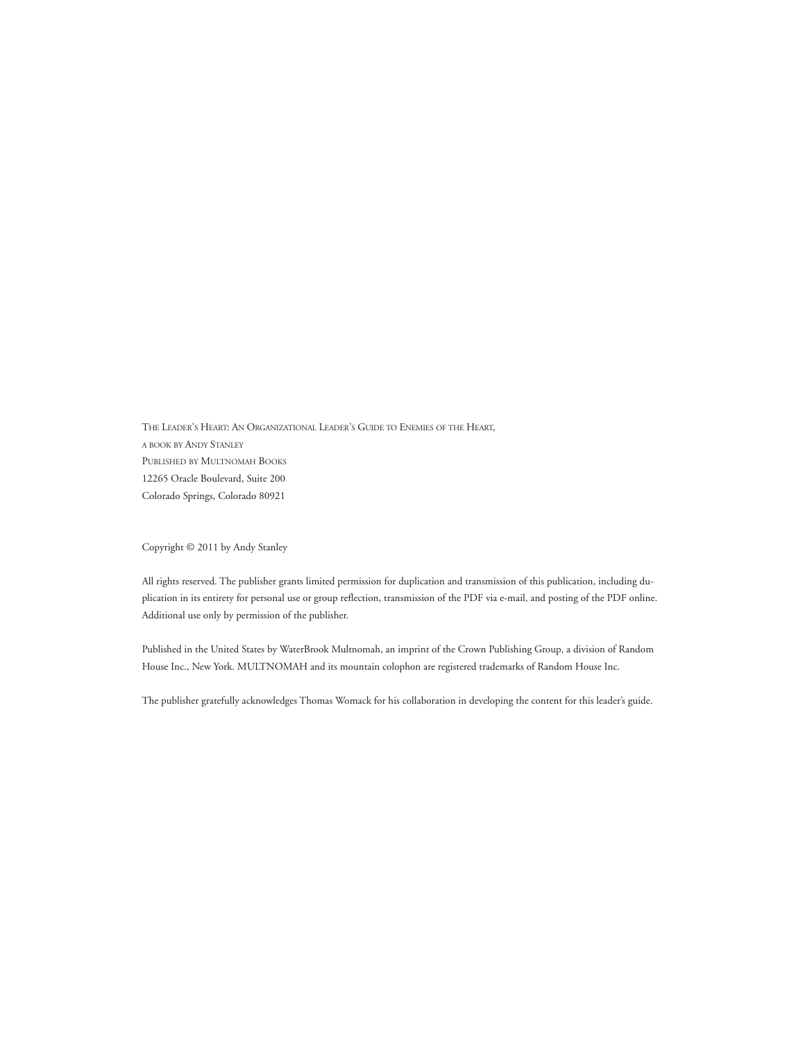The Leader's Heart: An Organizational Leader's Guide to Enemies of the Heart,  
a book by Andy Stanley  
Published by Multnomah Books  
12265 Oracle Boulevard, Suite 200  
Colorado Springs, Colorado 80921

Copyright © 2011 by Andy Stanley

All rights reserved. The publisher grants limited permission for duplication and transmission of this publication, including duplication in its entirety for personal use or group reflection, transmission of the PDF via e-mail, and posting of the PDF online. Additional use only by permission of the publisher.

Published in the United States by WaterBrook Multnomah, an imprint of the Crown Publishing Group, a division of Random House Inc., New York. MULTNOMAH and its mountain colophon are registered trademarks of Random House Inc.

The publisher gratefully acknowledges Thomas Womack for his collaboration in developing the content for this leader's guide.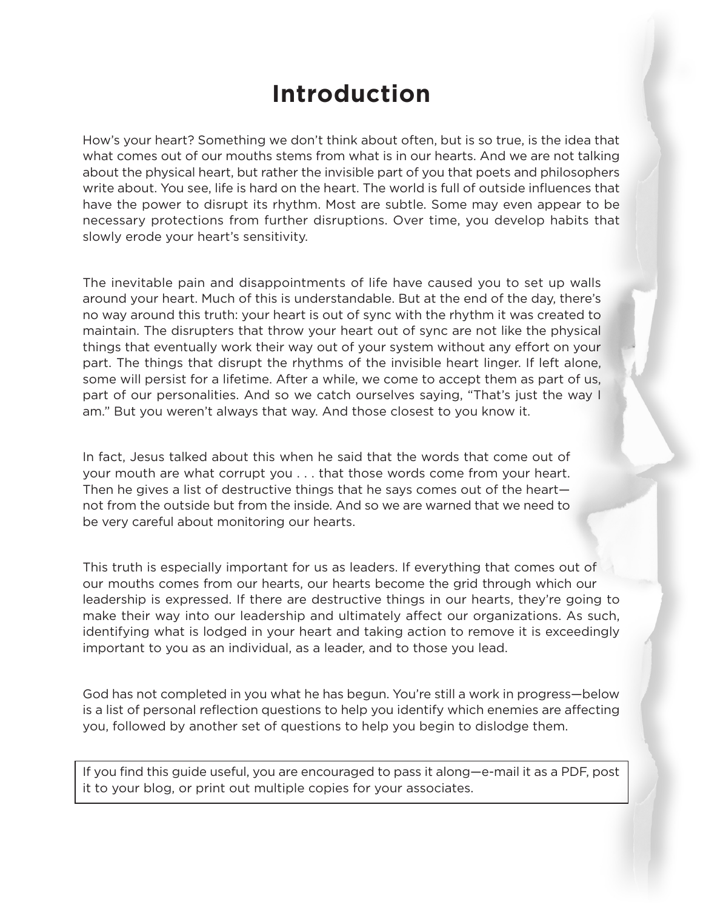# Introduction

How's your heart? Something we don't think about often, but is so true, is the idea that what comes out of our mouths stems from what is in our hearts. And we are not talking about the physical heart, but rather the invisible part of you that poets and philosophers write about. You see, life is hard on the heart. The world is full of outside influences that have the power to disrupt its rhythm. Most are subtle. Some may even appear to be necessary protections from further disruptions. Over time, you develop habits that slowly erode your heart's sensitivity.

The inevitable pain and disappointments of life have caused you to set up walls around your heart. Much of this is understandable. But at the end of the day, there's no way around this truth: your heart is out of sync with the rhythm it was created to maintain. The disrupters that throw your heart out of sync are not like the physical things that eventually work their way out of your system without any effort on your part. The things that disrupt the rhythms of the invisible heart linger. If left alone, some will persist for a lifetime. After a while, we come to accept them as part of us, part of our personalities. And so we catch ourselves saying, "That's just the way I am." But you weren't always that way. And those closest to you know it.

In fact, Jesus talked about this when he said that the words that come out of your mouth are what corrupt you . . . that those words come from your heart. Then he gives a list of destructive things that he says comes out of the heart—not from the outside but from the inside. And so we are warned that we need to be very careful about monitoring our hearts.

This truth is especially important for us as leaders. If everything that comes out of our mouths comes from our hearts, our hearts become the grid through which our leadership is expressed. If there are destructive things in our hearts, they're going to make their way into our leadership and ultimately affect our organizations. As such, identifying what is lodged in your heart and taking action to remove it is exceedingly important to you as an individual, as a leader, and to those you lead.

God has not completed in you what he has begun. You're still a work in progress—below is a list of personal reflection questions to help you identify which enemies are affecting you, followed by another set of questions to help you begin to dislodge them.

If you find this guide useful, you are encouraged to pass it along—e-mail it as a PDF, post it to your blog, or print out multiple copies for your associates.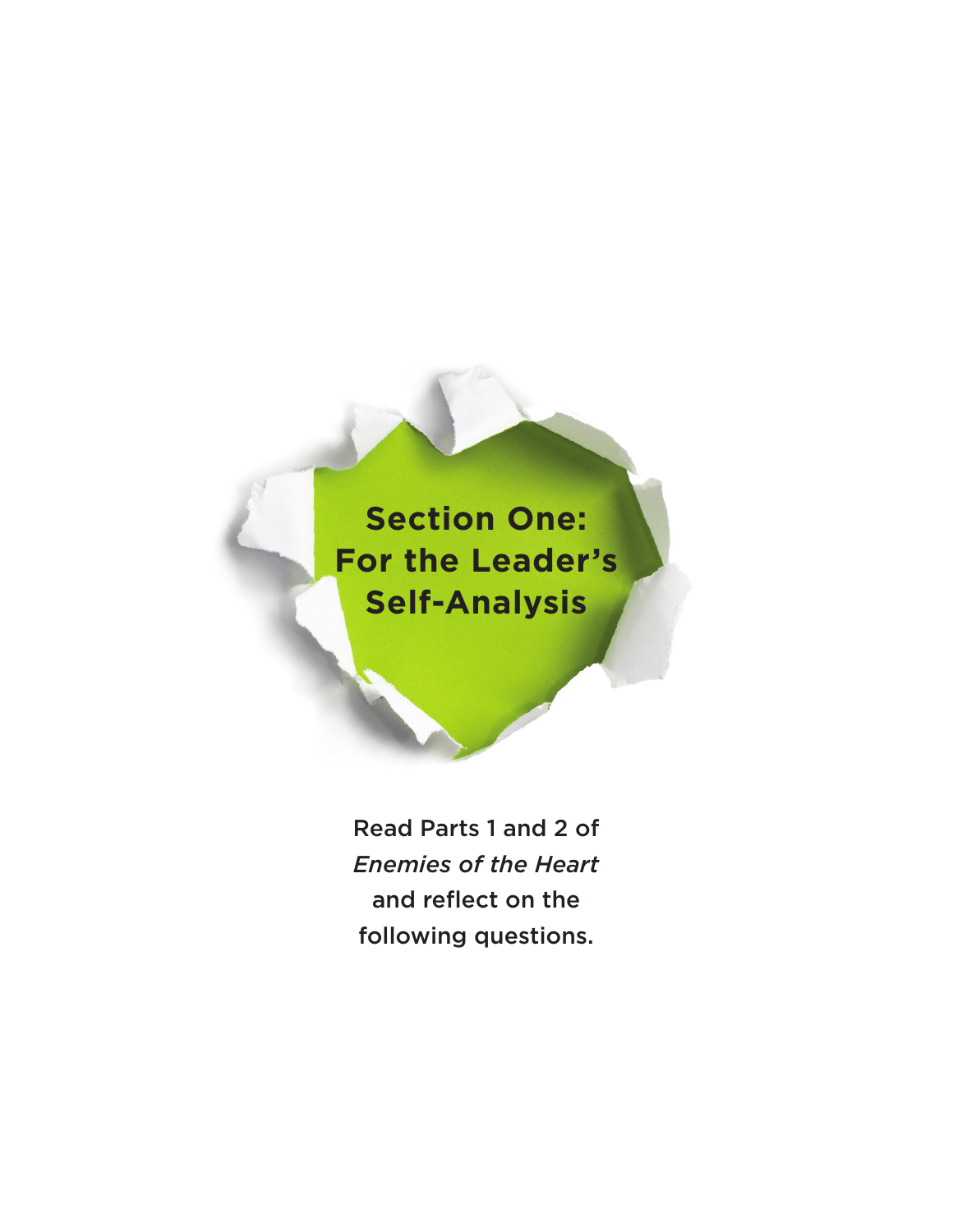# Section One: For the Leader's Self-Analysis

Read Parts 1 and 2 of *Enemies of the Heart* and reflect on the following questions.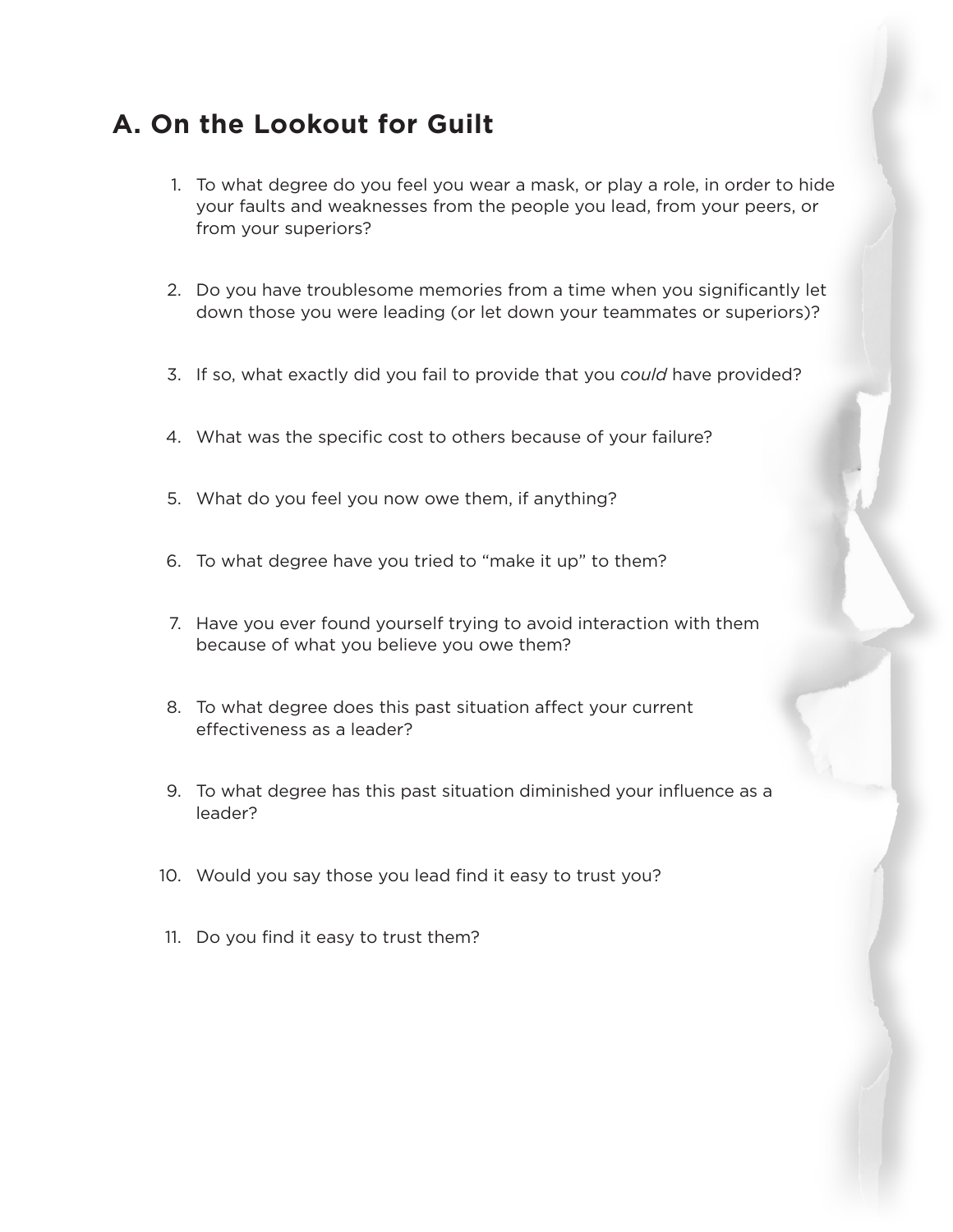## A. On the Lookout for Guilt

1. To what degree do you feel you wear a mask, or play a role, in order to hide your faults and weaknesses from the people you lead, from your peers, or from your superiors?

2. Do you have troublesome memories from a time when you significantly let down those you were leading (or let down your teammates or superiors)?

3. If so, what exactly did you fail to provide that you *could* have provided?

4. What was the specific cost to others because of your failure?

5. What do you feel you now owe them, if anything?

6. To what degree have you tried to “make it up” to them?

7. Have you ever found yourself trying to avoid interaction with them because of what you believe you owe them?

8. To what degree does this past situation affect your current effectiveness as a leader?

9. To what degree has this past situation diminished your influence as a leader?

10. Would you say those you lead find it easy to trust you?

11. Do you find it easy to trust them?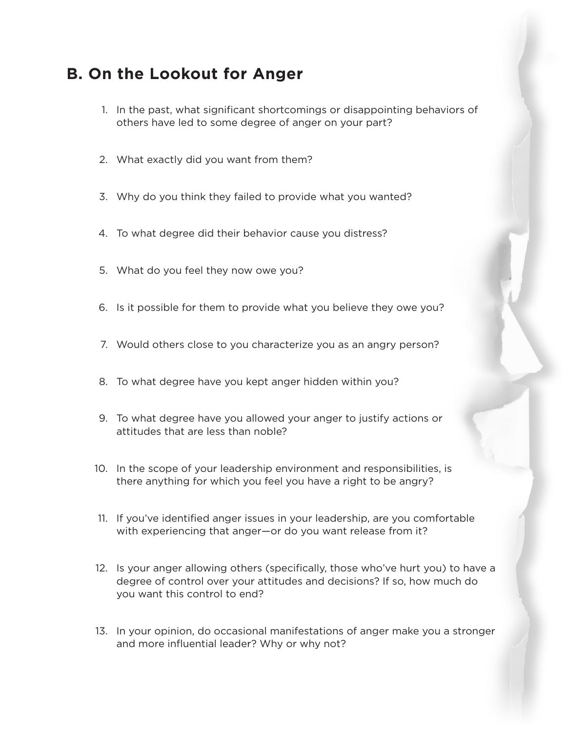## B. On the Lookout for Anger

1. In the past, what significant shortcomings or disappointing behaviors of others have led to some degree of anger on your part?
2. What exactly did you want from them?
3. Why do you think they failed to provide what you wanted?
4. To what degree did their behavior cause you distress?
5. What do you feel they now owe you?
6. Is it possible for them to provide what you believe they owe you?
7. Would others close to you characterize you as an angry person?
8. To what degree have you kept anger hidden within you?
9. To what degree have you allowed your anger to justify actions or attitudes that are less than noble?
10. In the scope of your leadership environment and responsibilities, is there anything for which you feel you have a right to be angry?
11. If you've identified anger issues in your leadership, are you comfortable with experiencing that anger—or do you want release from it?
12. Is your anger allowing others (specifically, those who've hurt you) to have a degree of control over your attitudes and decisions? If so, how much do you want this control to end?
13. In your opinion, do occasional manifestations of anger make you a stronger and more influential leader? Why or why not?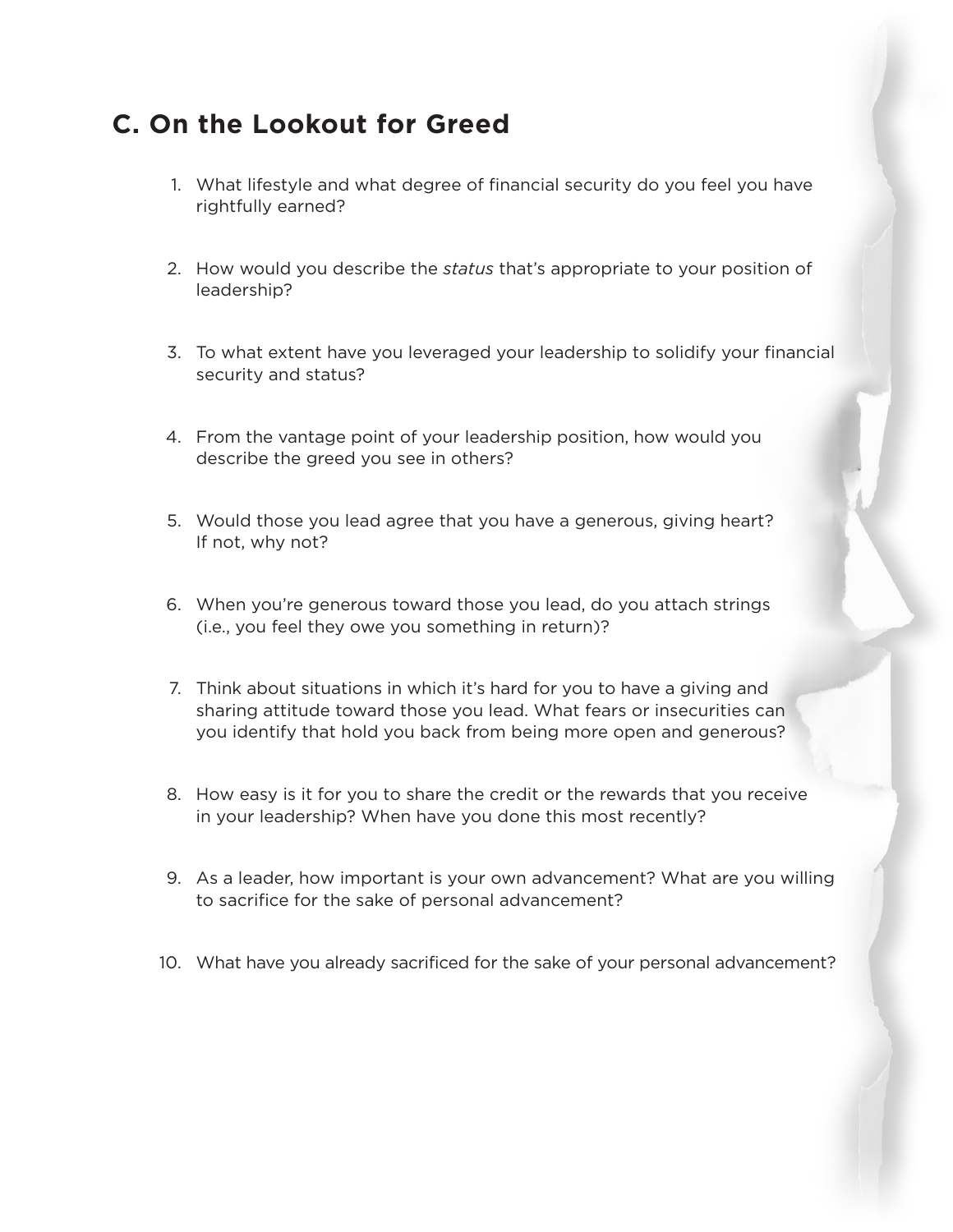## C. On the Lookout for Greed

1. What lifestyle and what degree of financial security do you feel you have rightfully earned?

2. How would you describe the *status* that's appropriate to your position of leadership?

3. To what extent have you leveraged your leadership to solidify your financial security and status?

4. From the vantage point of your leadership position, how would you describe the greed you see in others?

5. Would those you lead agree that you have a generous, giving heart? If not, why not?

6. When you're generous toward those you lead, do you attach strings (i.e., you feel they owe you something in return)?

7. Think about situations in which it's hard for you to have a giving and sharing attitude toward those you lead. What fears or insecurities can you identify that hold you back from being more open and generous?

8. How easy is it for you to share the credit or the rewards that you receive in your leadership? When have you done this most recently?

9. As a leader, how important is your own advancement? What are you willing to sacrifice for the sake of personal advancement?

10. What have you already sacrificed for the sake of your personal advancement?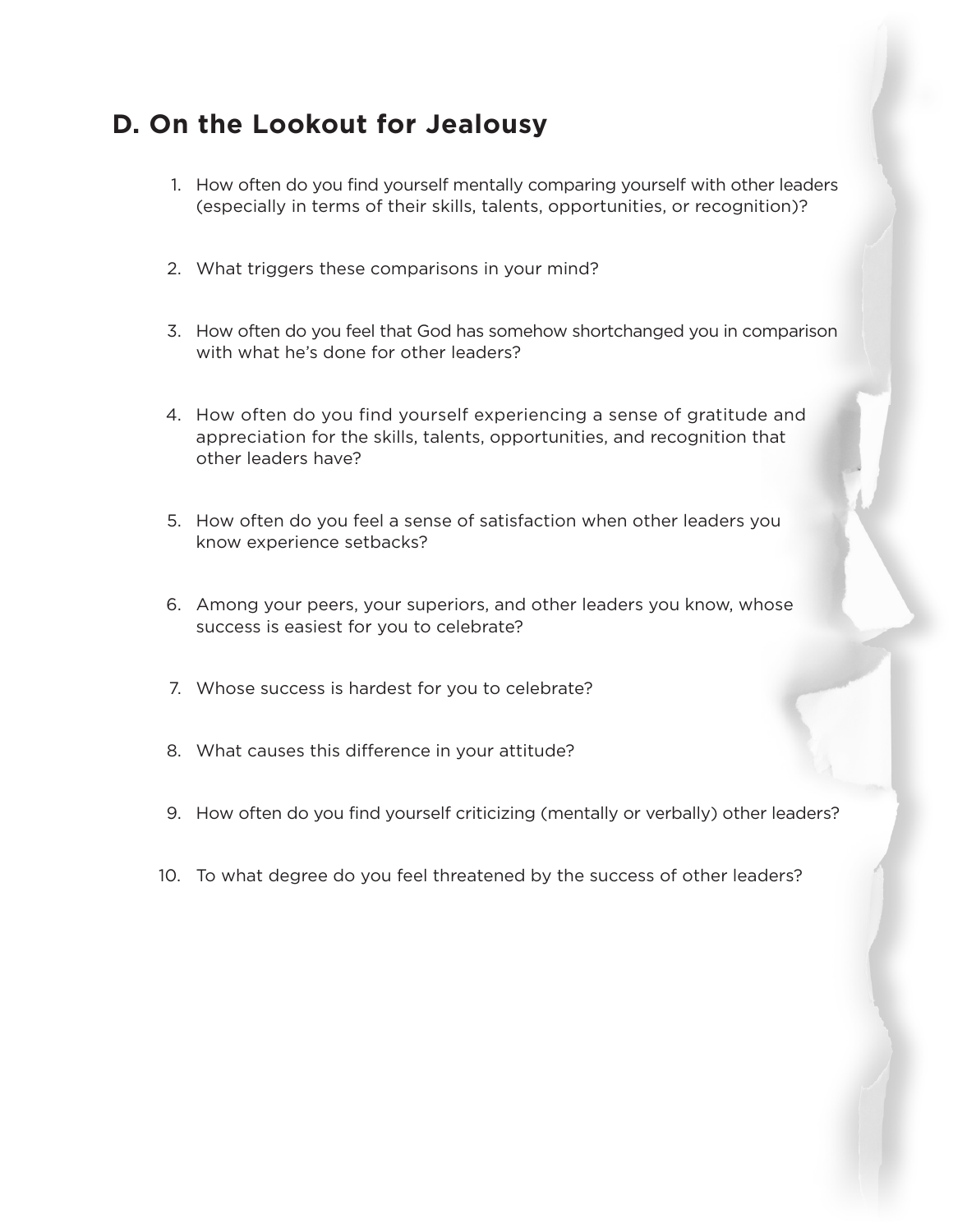## D. On the Lookout for Jealousy

1. How often do you find yourself mentally comparing yourself with other leaders (especially in terms of their skills, talents, opportunities, or recognition)?

2. What triggers these comparisons in your mind?

3. How often do you feel that God has somehow shortchanged you in comparison with what he's done for other leaders?

4. How often do you find yourself experiencing a sense of gratitude and appreciation for the skills, talents, opportunities, and recognition that other leaders have?

5. How often do you feel a sense of satisfaction when other leaders you know experience setbacks?

6. Among your peers, your superiors, and other leaders you know, whose success is easiest for you to celebrate?

7. Whose success is hardest for you to celebrate?

8. What causes this difference in your attitude?

9. How often do you find yourself criticizing (mentally or verbally) other leaders?

10. To what degree do you feel threatened by the success of other leaders?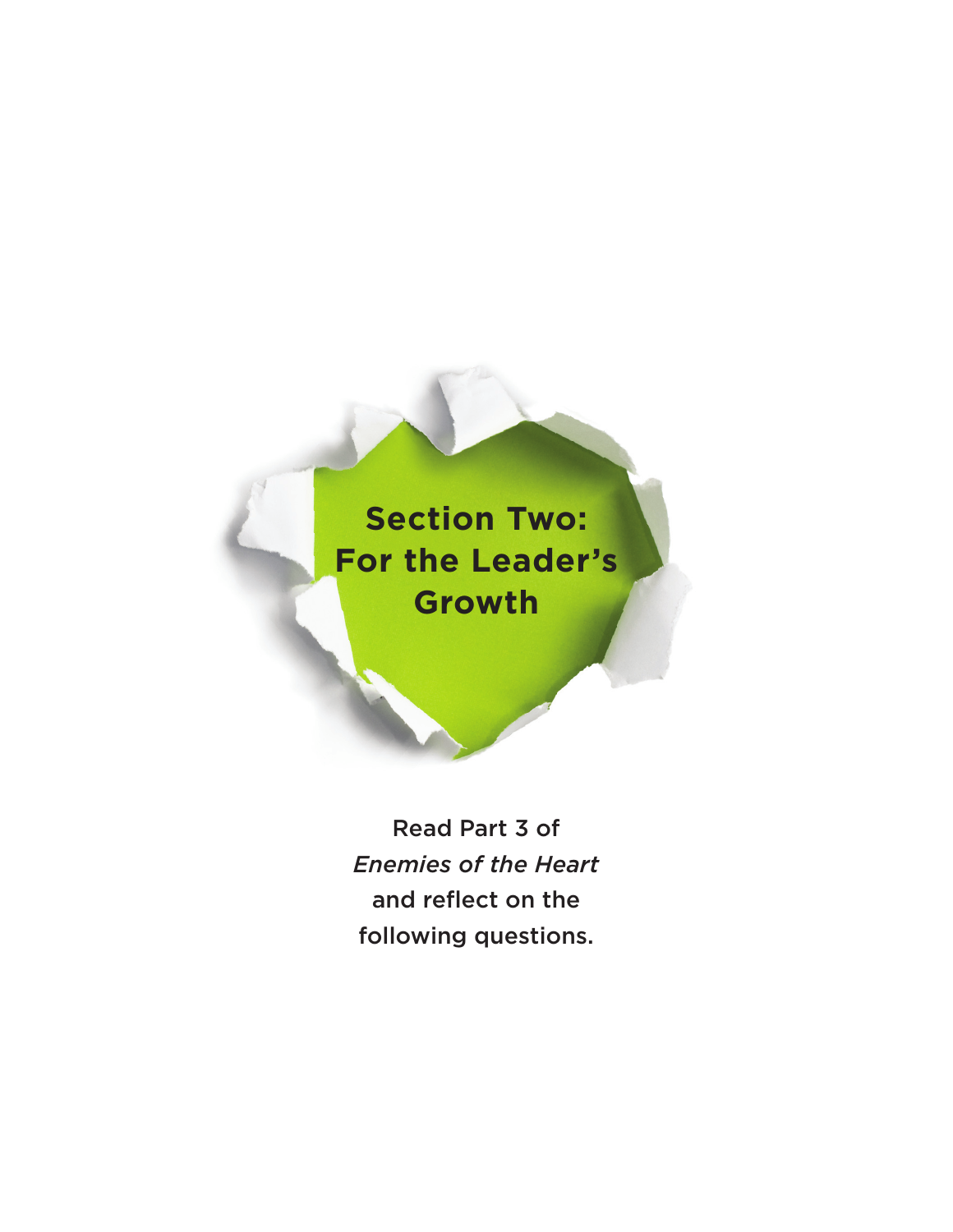# Section Two: For the Leader's Growth

Read Part 3 of *Enemies of the Heart* and reflect on the following questions.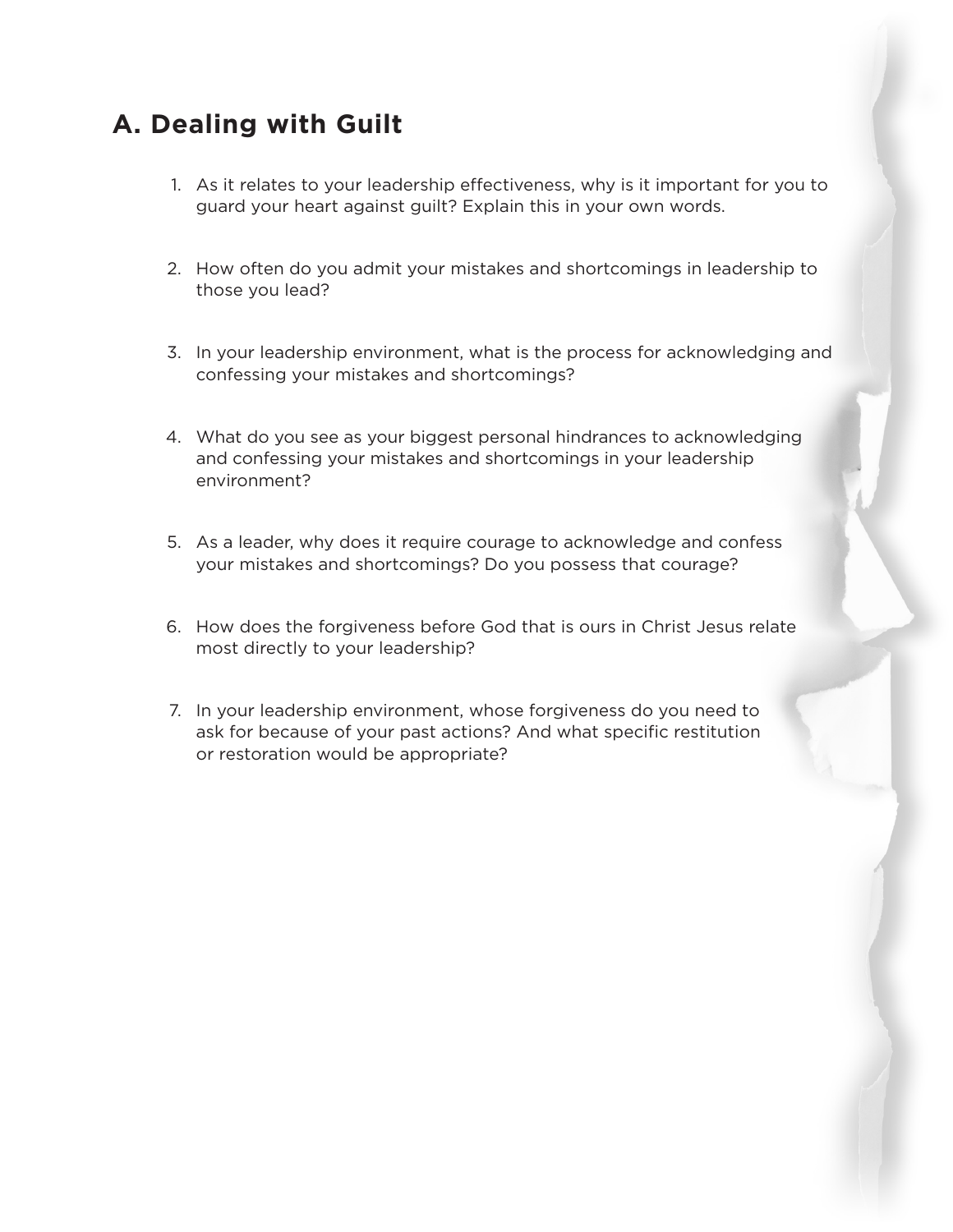## A. Dealing with Guilt

1. As it relates to your leadership effectiveness, why is it important for you to guard your heart against guilt? Explain this in your own words.

2. How often do you admit your mistakes and shortcomings in leadership to those you lead?

3. In your leadership environment, what is the process for acknowledging and confessing your mistakes and shortcomings?

4. What do you see as your biggest personal hindrances to acknowledging and confessing your mistakes and shortcomings in your leadership environment?

5. As a leader, why does it require courage to acknowledge and confess your mistakes and shortcomings? Do you possess that courage?

6. How does the forgiveness before God that is ours in Christ Jesus relate most directly to your leadership?

7. In your leadership environment, whose forgiveness do you need to ask for because of your past actions? And what specific restitution or restoration would be appropriate?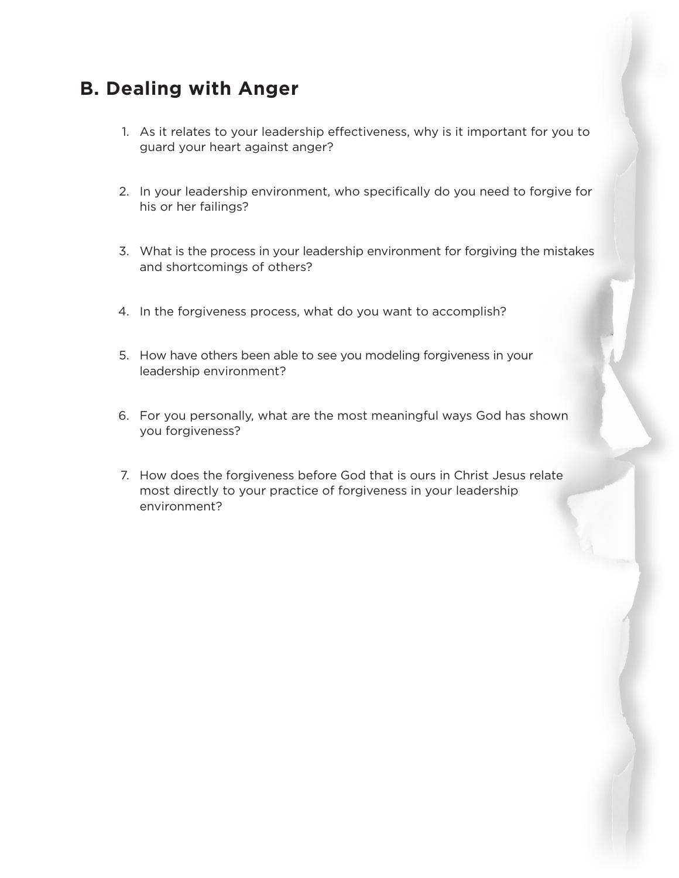## B. Dealing with Anger

1. As it relates to your leadership effectiveness, why is it important for you to guard your heart against anger?

2. In your leadership environment, who specifically do you need to forgive for his or her failings?

3. What is the process in your leadership environment for forgiving the mistakes and shortcomings of others?

4. In the forgiveness process, what do you want to accomplish?

5. How have others been able to see you modeling forgiveness in your leadership environment?

6. For you personally, what are the most meaningful ways God has shown you forgiveness?

7. How does the forgiveness before God that is ours in Christ Jesus relate most directly to your practice of forgiveness in your leadership environment?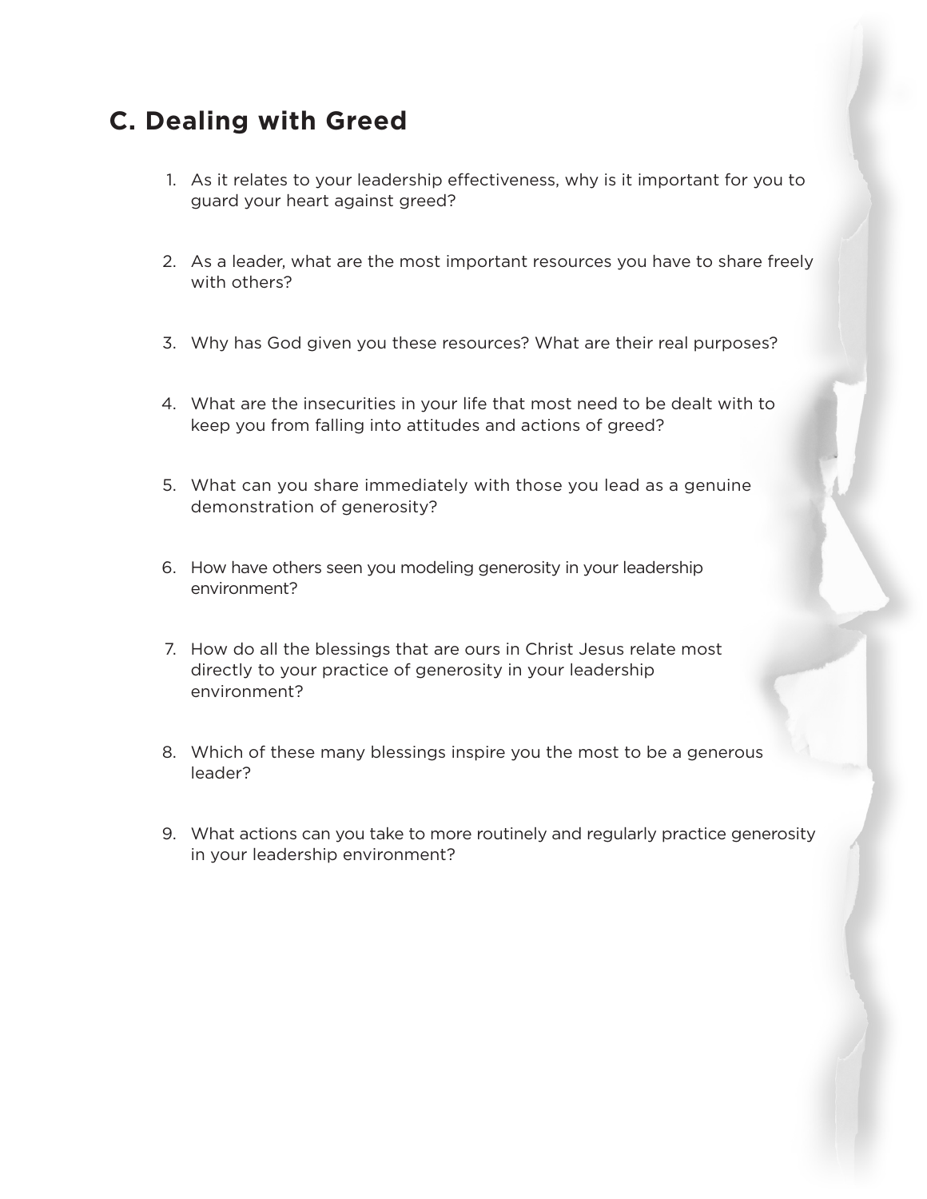## C. Dealing with Greed

1. As it relates to your leadership effectiveness, why is it important for you to guard your heart against greed?

2. As a leader, what are the most important resources you have to share freely with others?

3. Why has God given you these resources? What are their real purposes?

4. What are the insecurities in your life that most need to be dealt with to keep you from falling into attitudes and actions of greed?

5. What can you share immediately with those you lead as a genuine demonstration of generosity?

6. How have others seen you modeling generosity in your leadership environment?

7. How do all the blessings that are ours in Christ Jesus relate most directly to your practice of generosity in your leadership environment?

8. Which of these many blessings inspire you the most to be a generous leader?

9. What actions can you take to more routinely and regularly practice generosity in your leadership environment?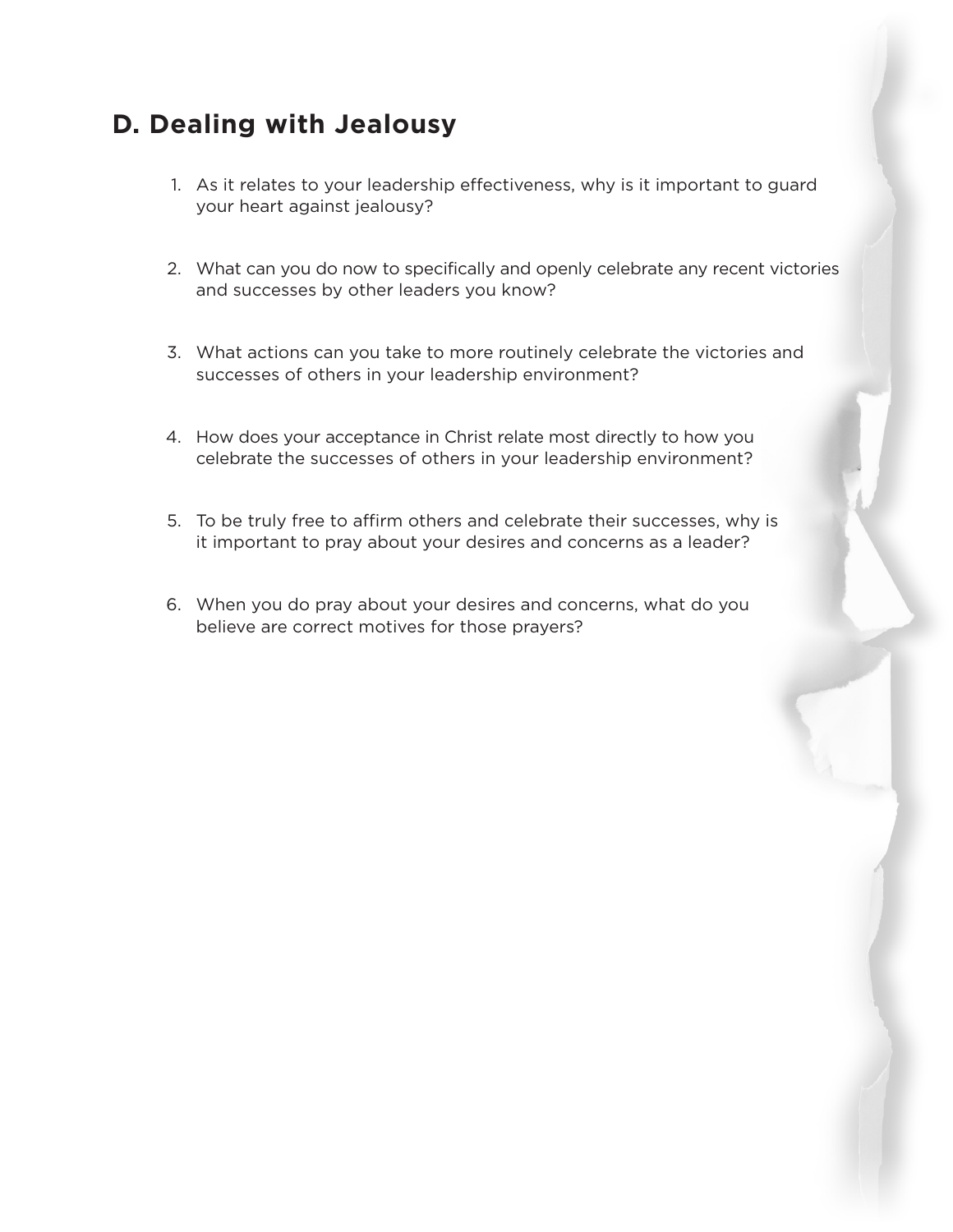## D. Dealing with Jealousy

1. As it relates to your leadership effectiveness, why is it important to guard your heart against jealousy?

2. What can you do now to specifically and openly celebrate any recent victories and successes by other leaders you know?

3. What actions can you take to more routinely celebrate the victories and successes of others in your leadership environment?

4. How does your acceptance in Christ relate most directly to how you celebrate the successes of others in your leadership environment?

5. To be truly free to affirm others and celebrate their successes, why is it important to pray about your desires and concerns as a leader?

6. When you do pray about your desires and concerns, what do you believe are correct motives for those prayers?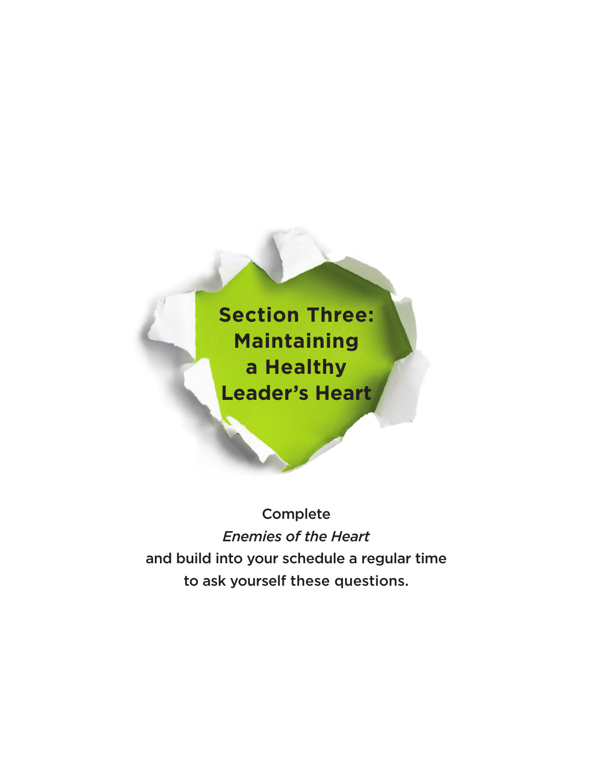# Section Three: Maintaining a Healthy Leader's Heart

Complete
*Enemies of the Heart*
and build into your schedule a regular time
to ask yourself these questions.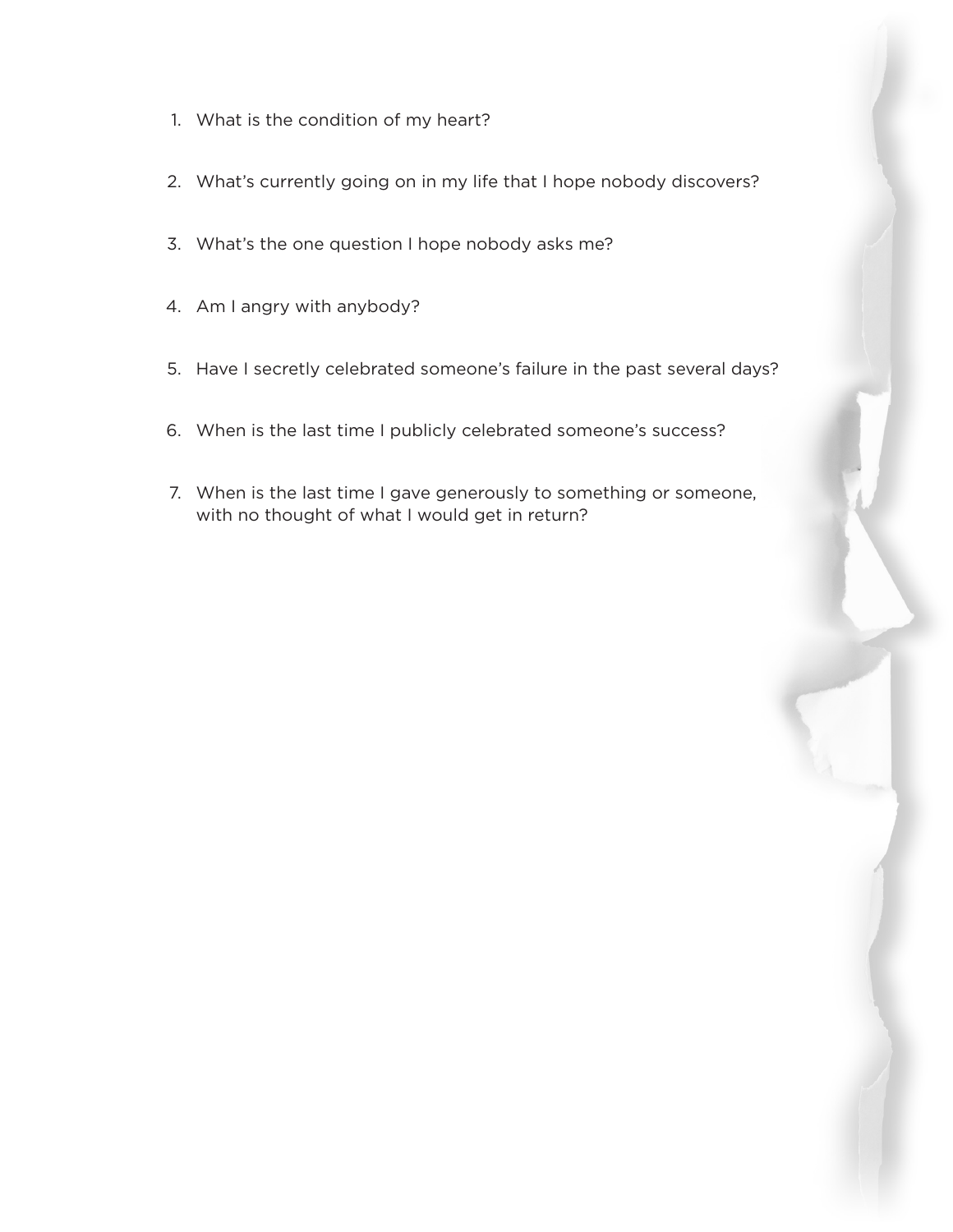1. What is the condition of my heart?

2. What's currently going on in my life that I hope nobody discovers?

3. What's the one question I hope nobody asks me?

4. Am I angry with anybody?

5. Have I secretly celebrated someone's failure in the past several days?

6. When is the last time I publicly celebrated someone's success?

7. When is the last time I gave generously to something or someone, with no thought of what I would get in return?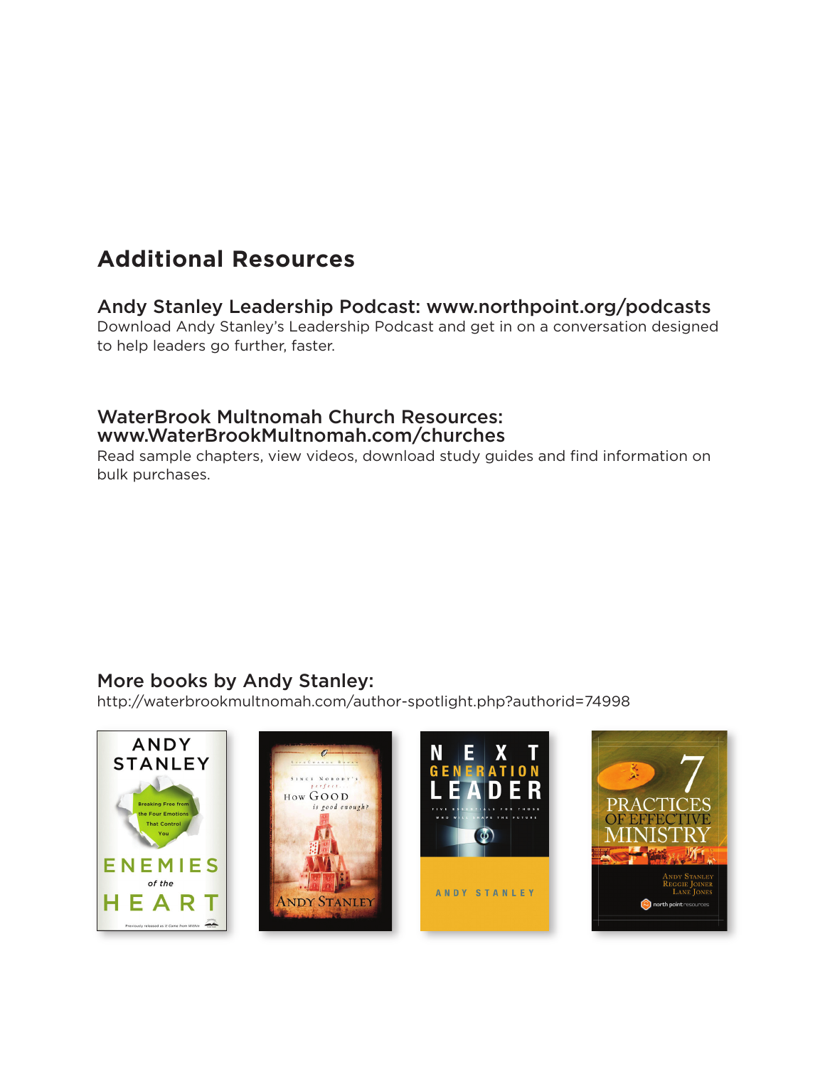## Additional Resources

### Andy Stanley Leadership Podcast: www.northpoint.org/podcasts

Download Andy Stanley's Leadership Podcast and get in on a conversation designed to help leaders go further, faster.

### WaterBrook Multnomah Church Resources: www.WaterBrookMultnomah.com/churches

Read sample chapters, view videos, download study guides and find information on bulk purchases.

### More books by Andy Stanley:

http://waterbrookmultnomah.com/author-spotlight.php?authorid=74998